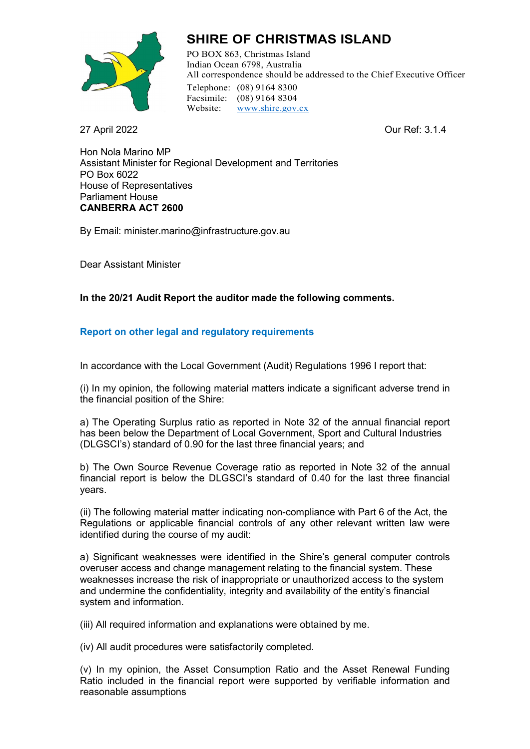# SHIRE OF CHRISTMAS ISLAND

PO BOX 863, Christmas Island
Indian Ocean 6798, Australia
All correspondence should be addressed to the Chief Executive Officer

Telephone: (08) 9164 8300
Facsimile: (08) 9164 8304
Website: www.shire.gov.cx

27 April 2022

Our Ref: 3.1.4

Hon Nola Marino MP
Assistant Minister for Regional Development and Territories
PO Box 6022
House of Representatives
Parliament House
**CANBERRA ACT 2600**

By Email: minister.marino@infrastructure.gov.au

Dear Assistant Minister

**In the 20/21 Audit Report the auditor made the following comments.**

## Report on other legal and regulatory requirements

In accordance with the Local Government (Audit) Regulations 1996 I report that:

(i) In my opinion, the following material matters indicate a significant adverse trend in the financial position of the Shire:

a) The Operating Surplus ratio as reported in Note 32 of the annual financial report has been below the Department of Local Government, Sport and Cultural Industries (DLGSCI's) standard of 0.90 for the last three financial years; and

b) The Own Source Revenue Coverage ratio as reported in Note 32 of the annual financial report is below the DLGSCI's standard of 0.40 for the last three financial years.

(ii) The following material matter indicating non-compliance with Part 6 of the Act, the Regulations or applicable financial controls of any other relevant written law were identified during the course of my audit:

a) Significant weaknesses were identified in the Shire's general computer controls overuser access and change management relating to the financial system. These weaknesses increase the risk of inappropriate or unauthorized access to the system and undermine the confidentiality, integrity and availability of the entity's financial system and information.

(iii) All required information and explanations were obtained by me.

(iv) All audit procedures were satisfactorily completed.

(v) In my opinion, the Asset Consumption Ratio and the Asset Renewal Funding Ratio included in the financial report were supported by verifiable information and reasonable assumptions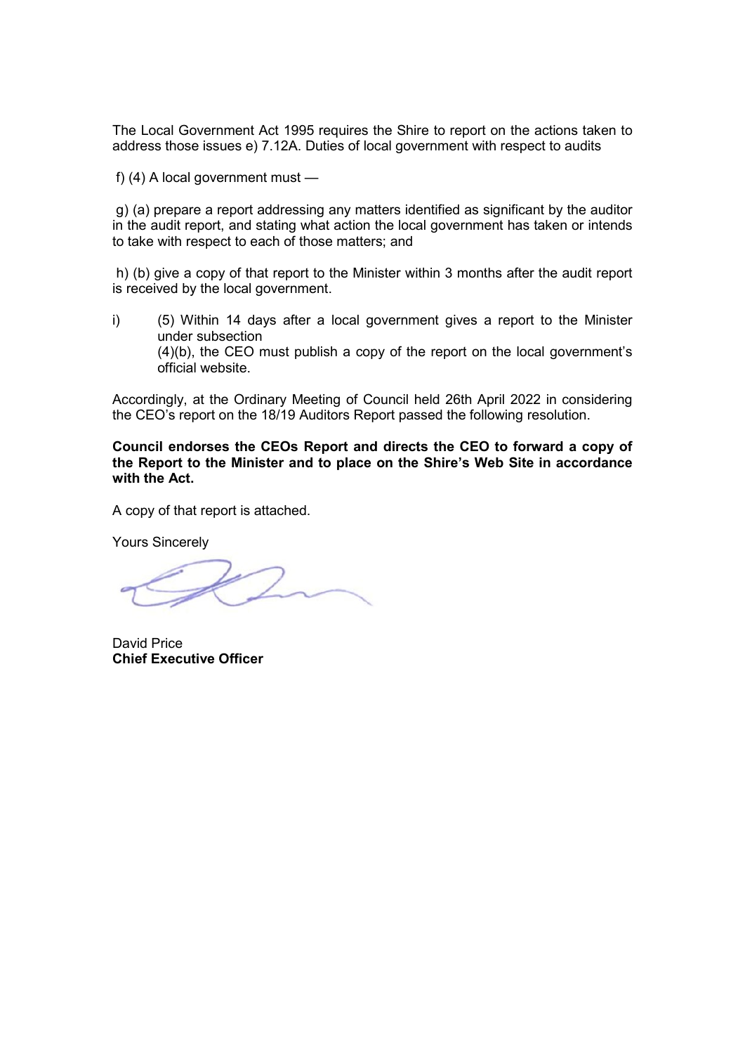The Local Government Act 1995 requires the Shire to report on the actions taken to address those issues e) 7.12A. Duties of local government with respect to audits

f) (4) A local government must —

g) (a) prepare a report addressing any matters identified as significant by the auditor in the audit report, and stating what action the local government has taken or intends to take with respect to each of those matters; and

h) (b) give a copy of that report to the Minister within 3 months after the audit report is received by the local government.

i) (5) Within 14 days after a local government gives a report to the Minister under subsection (4)(b), the CEO must publish a copy of the report on the local government's official website.

Accordingly, at the Ordinary Meeting of Council held 26th April 2022 in considering the CEO's report on the 18/19 Auditors Report passed the following resolution.

**Council endorses the CEOs Report and directs the CEO to forward a copy of the Report to the Minister and to place on the Shire's Web Site in accordance with the Act.**

A copy of that report is attached.

Yours Sincerely

David Price
**Chief Executive Officer**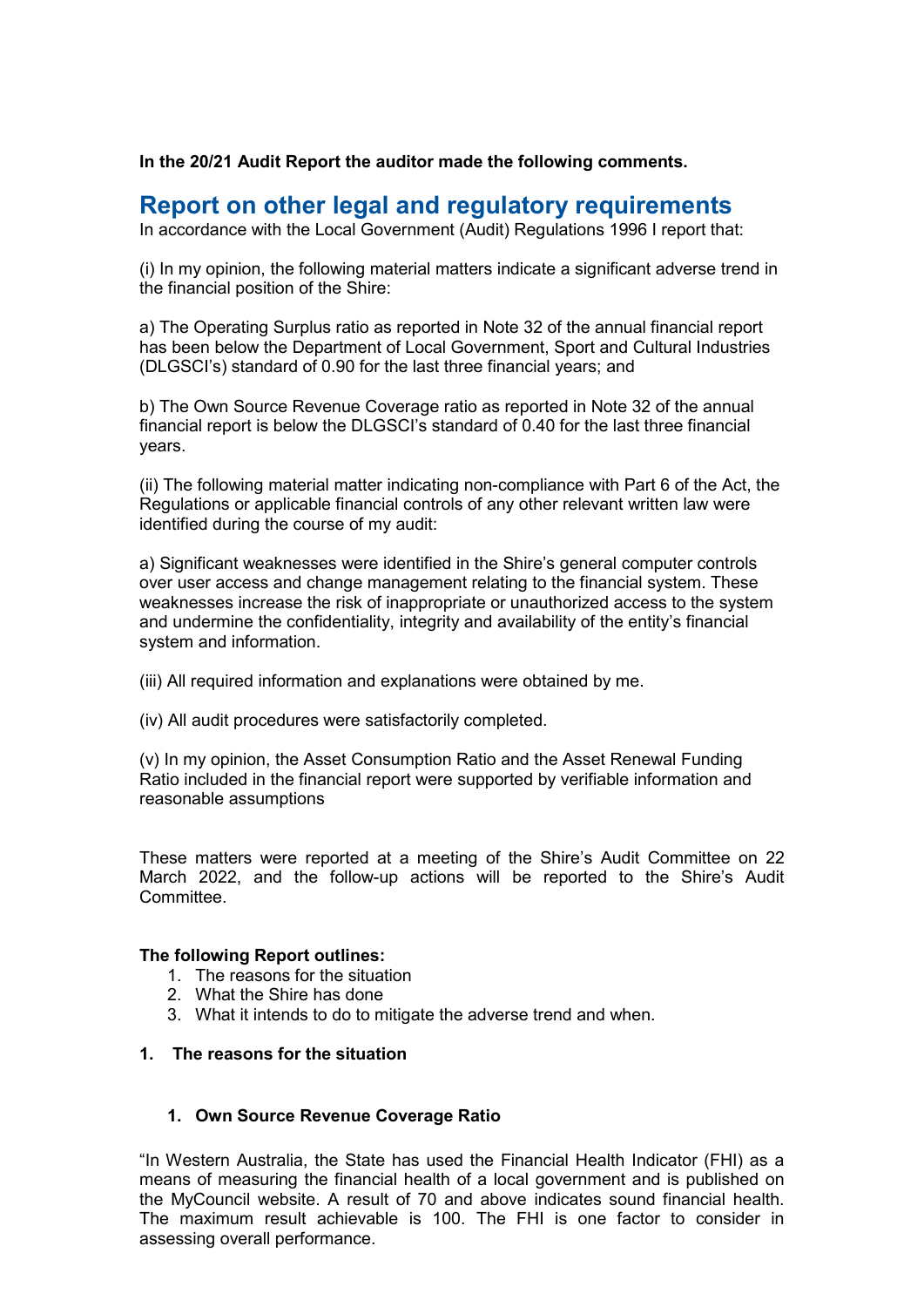**In the 20/21 Audit Report the auditor made the following comments.**

## Report on other legal and regulatory requirements

In accordance with the Local Government (Audit) Regulations 1996 I report that:

(i) In my opinion, the following material matters indicate a significant adverse trend in the financial position of the Shire:

a) The Operating Surplus ratio as reported in Note 32 of the annual financial report has been below the Department of Local Government, Sport and Cultural Industries (DLGSCI's) standard of 0.90 for the last three financial years; and

b) The Own Source Revenue Coverage ratio as reported in Note 32 of the annual financial report is below the DLGSCI's standard of 0.40 for the last three financial years.

(ii) The following material matter indicating non-compliance with Part 6 of the Act, the Regulations or applicable financial controls of any other relevant written law were identified during the course of my audit:

a) Significant weaknesses were identified in the Shire's general computer controls over user access and change management relating to the financial system. These weaknesses increase the risk of inappropriate or unauthorized access to the system and undermine the confidentiality, integrity and availability of the entity's financial system and information.

(iii) All required information and explanations were obtained by me.

(iv) All audit procedures were satisfactorily completed.

(v) In my opinion, the Asset Consumption Ratio and the Asset Renewal Funding Ratio included in the financial report were supported by verifiable information and reasonable assumptions

These matters were reported at a meeting of the Shire's Audit Committee on 22 March 2022, and the follow-up actions will be reported to the Shire's Audit Committee.

**The following Report outlines:**

1. The reasons for the situation
2. What the Shire has done
3. What it intends to do to mitigate the adverse trend and when.

### 1. The reasons for the situation

#### 1. Own Source Revenue Coverage Ratio

"In Western Australia, the State has used the Financial Health Indicator (FHI) as a means of measuring the financial health of a local government and is published on the MyCouncil website. A result of 70 and above indicates sound financial health. The maximum result achievable is 100. The FHI is one factor to consider in assessing overall performance.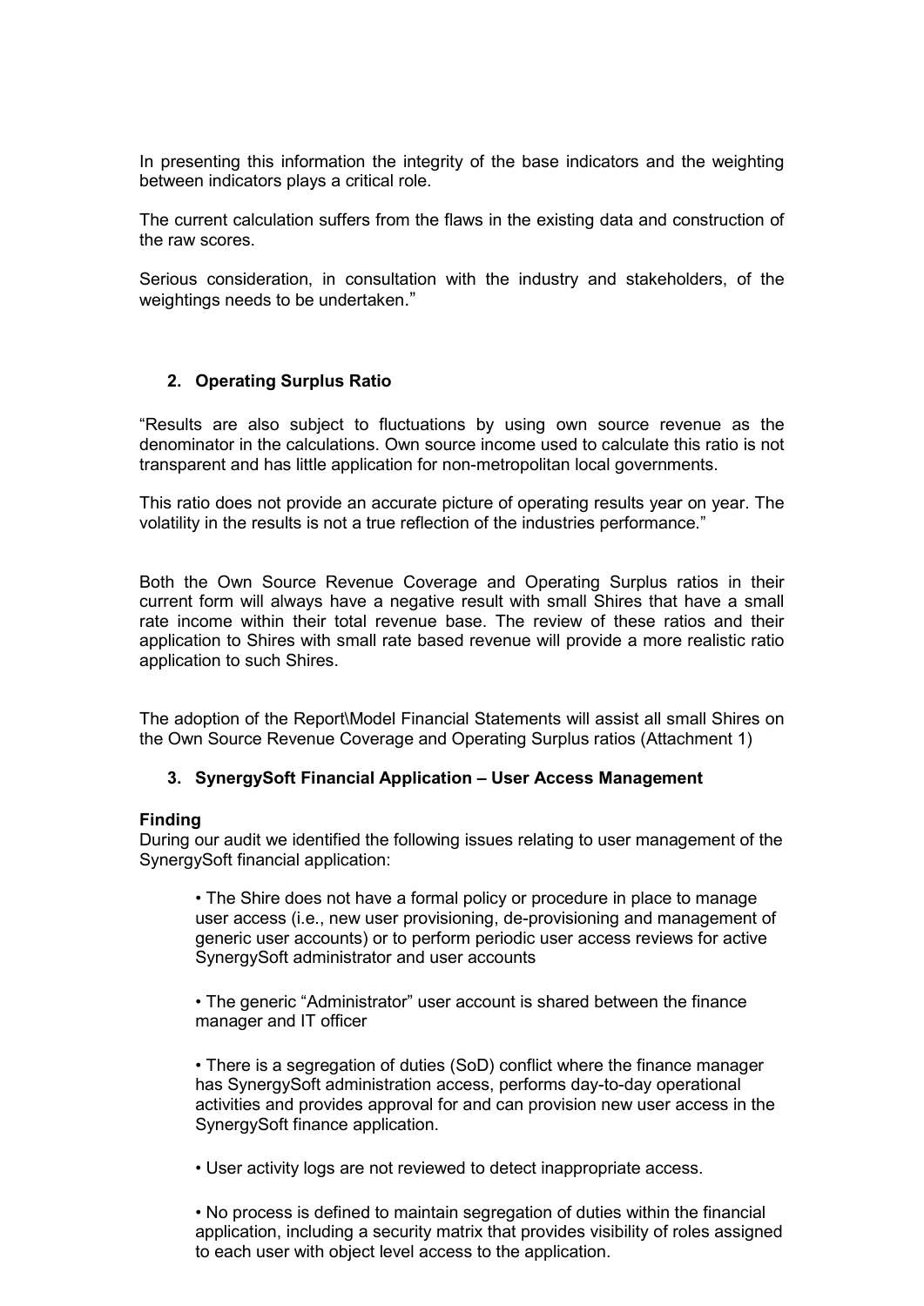In presenting this information the integrity of the base indicators and the weighting between indicators plays a critical role.

The current calculation suffers from the flaws in the existing data and construction of the raw scores.

Serious consideration, in consultation with the industry and stakeholders, of the weightings needs to be undertaken."

**2. Operating Surplus Ratio**

"Results are also subject to fluctuations by using own source revenue as the denominator in the calculations. Own source income used to calculate this ratio is not transparent and has little application for non-metropolitan local governments.

This ratio does not provide an accurate picture of operating results year on year. The volatility in the results is not a true reflection of the industries performance."

Both the Own Source Revenue Coverage and Operating Surplus ratios in their current form will always have a negative result with small Shires that have a small rate income within their total revenue base. The review of these ratios and their application to Shires with small rate based revenue will provide a more realistic ratio application to such Shires.

The adoption of the Report\Model Financial Statements will assist all small Shires on the Own Source Revenue Coverage and Operating Surplus ratios (Attachment 1)

**3. SynergySoft Financial Application – User Access Management**

**Finding**

During our audit we identified the following issues relating to user management of the SynergySoft financial application:

- The Shire does not have a formal policy or procedure in place to manage user access (i.e., new user provisioning, de-provisioning and management of generic user accounts) or to perform periodic user access reviews for active SynergySoft administrator and user accounts

- The generic "Administrator" user account is shared between the finance manager and IT officer

- There is a segregation of duties (SoD) conflict where the finance manager has SynergySoft administration access, performs day-to-day operational activities and provides approval for and can provision new user access in the SynergySoft finance application.

- User activity logs are not reviewed to detect inappropriate access.

- No process is defined to maintain segregation of duties within the financial application, including a security matrix that provides visibility of roles assigned to each user with object level access to the application.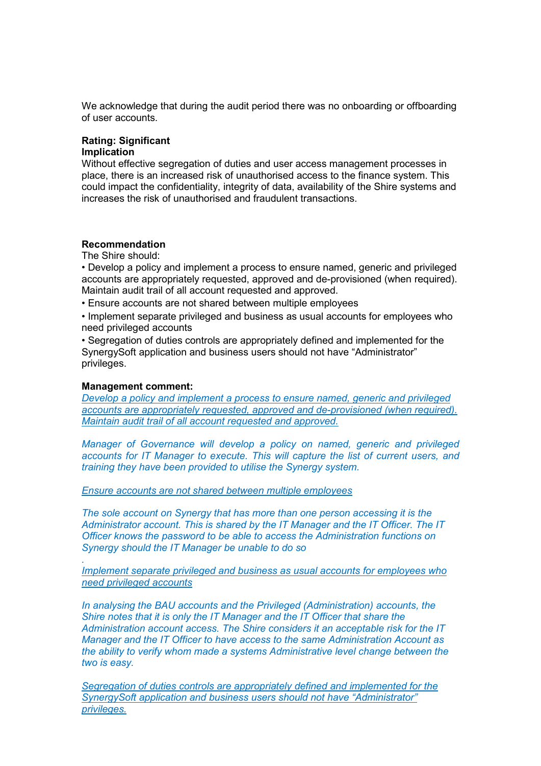We acknowledge that during the audit period there was no onboarding or offboarding of user accounts.

**Rating: Significant**

**Implication**

Without effective segregation of duties and user access management processes in place, there is an increased risk of unauthorised access to the finance system. This could impact the confidentiality, integrity of data, availability of the Shire systems and increases the risk of unauthorised and fraudulent transactions.

**Recommendation**

The Shire should:

- Develop a policy and implement a process to ensure named, generic and privileged accounts are appropriately requested, approved and de-provisioned (when required). Maintain audit trail of all account requested and approved.
- Ensure accounts are not shared between multiple employees
- Implement separate privileged and business as usual accounts for employees who need privileged accounts
- Segregation of duties controls are appropriately defined and implemented for the SynergySoft application and business users should not have "Administrator" privileges.

**Management comment:**

*Develop a policy and implement a process to ensure named, generic and privileged accounts are appropriately requested, approved and de-provisioned (when required). Maintain audit trail of all account requested and approved.*

*Manager of Governance will develop a policy on named, generic and privileged accounts for IT Manager to execute. This will capture the list of current users, and training they have been provided to utilise the Synergy system.*

*Ensure accounts are not shared between multiple employees*

*The sole account on Synergy that has more than one person accessing it is the Administrator account. This is shared by the IT Manager and the IT Officer. The IT Officer knows the password to be able to access the Administration functions on Synergy should the IT Manager be unable to do so*

*.*

*Implement separate privileged and business as usual accounts for employees who need privileged accounts*

*In analysing the BAU accounts and the Privileged (Administration) accounts, the Shire notes that it is only the IT Manager and the IT Officer that share the Administration account access. The Shire considers it an acceptable risk for the IT Manager and the IT Officer to have access to the same Administration Account as the ability to verify whom made a systems Administrative level change between the two is easy.*

*Segregation of duties controls are appropriately defined and implemented for the SynergySoft application and business users should not have "Administrator" privileges.*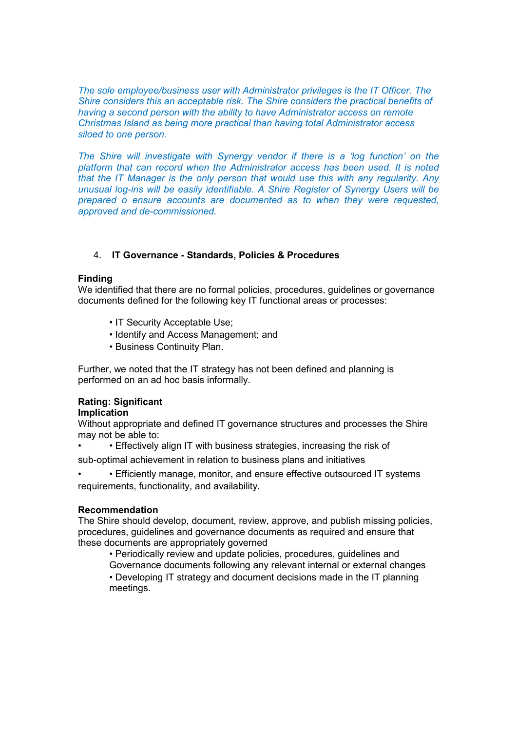*The sole employee/business user with Administrator privileges is the IT Officer. The Shire considers this an acceptable risk. The Shire considers the practical benefits of having a second person with the ability to have Administrator access on remote Christmas Island as being more practical than having total Administrator access siloed to one person.*

*The Shire will investigate with Synergy vendor if there is a 'log function' on the platform that can record when the Administrator access has been used. It is noted that the IT Manager is the only person that would use this with any regularity. Any unusual log-ins will be easily identifiable. A Shire Register of Synergy Users will be prepared o ensure accounts are documented as to when they were requested, approved and de-commissioned.*

## 4. IT Governance - Standards, Policies & Procedures

**Finding**

We identified that there are no formal policies, procedures, guidelines or governance documents defined for the following key IT functional areas or processes:

- IT Security Acceptable Use;
- Identify and Access Management; and
- Business Continuity Plan.

Further, we noted that the IT strategy has not been defined and planning is performed on an ad hoc basis informally.

**Rating: Significant**

**Implication**

Without appropriate and defined IT governance structures and processes the Shire may not be able to:

- Effectively align IT with business strategies, increasing the risk of sub-optimal achievement in relation to business plans and initiatives
- Efficiently manage, monitor, and ensure effective outsourced IT systems requirements, functionality, and availability.

**Recommendation**

The Shire should develop, document, review, approve, and publish missing policies, procedures, guidelines and governance documents as required and ensure that these documents are appropriately governed

- Periodically review and update policies, procedures, guidelines and Governance documents following any relevant internal or external changes
- Developing IT strategy and document decisions made in the IT planning meetings.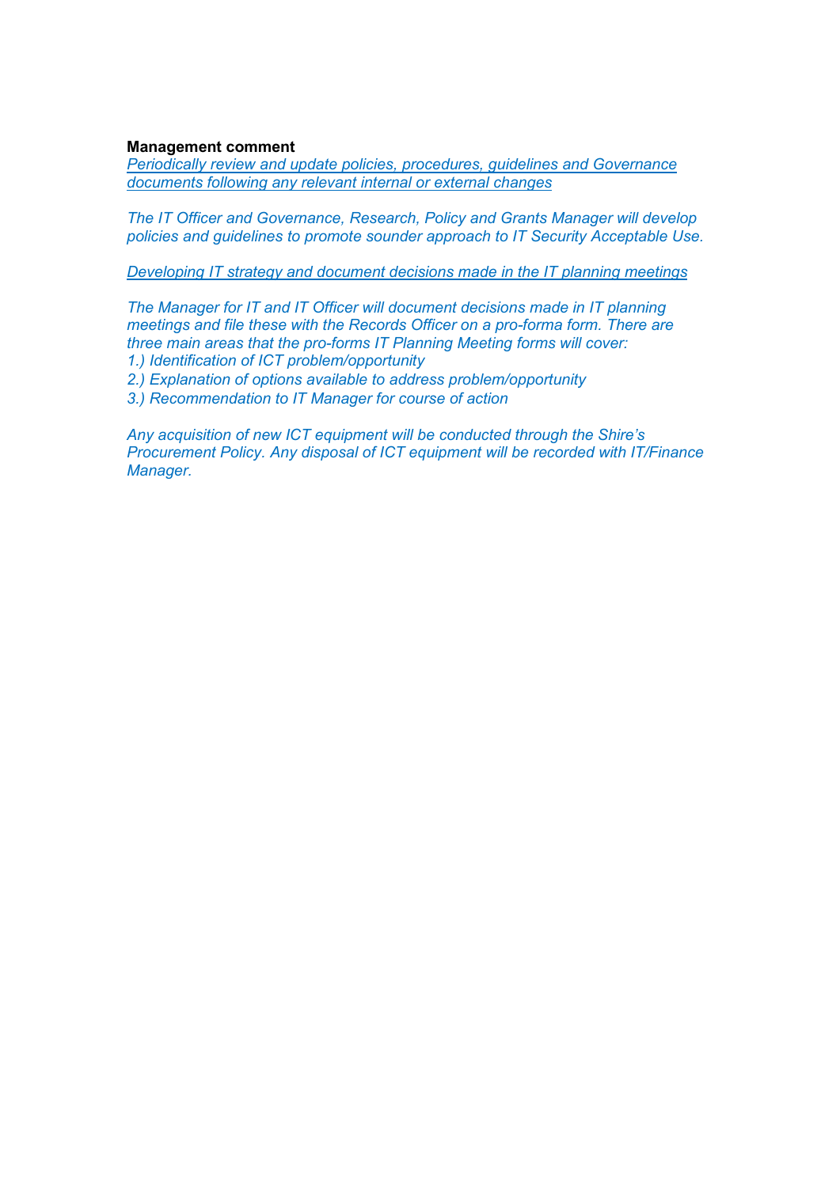**Management comment**

*Periodically review and update policies, procedures, guidelines and Governance documents following any relevant internal or external changes*

*The IT Officer and Governance, Research, Policy and Grants Manager will develop policies and guidelines to promote sounder approach to IT Security Acceptable Use.*

*Developing IT strategy and document decisions made in the IT planning meetings*

*The Manager for IT and IT Officer will document decisions made in IT planning meetings and file these with the Records Officer on a pro-forma form. There are three main areas that the pro-forms IT Planning Meeting forms will cover:*

*1.) Identification of ICT problem/opportunity*

*2.) Explanation of options available to address problem/opportunity*

*3.) Recommendation to IT Manager for course of action*

*Any acquisition of new ICT equipment will be conducted through the Shire's Procurement Policy. Any disposal of ICT equipment will be recorded with IT/Finance Manager.*